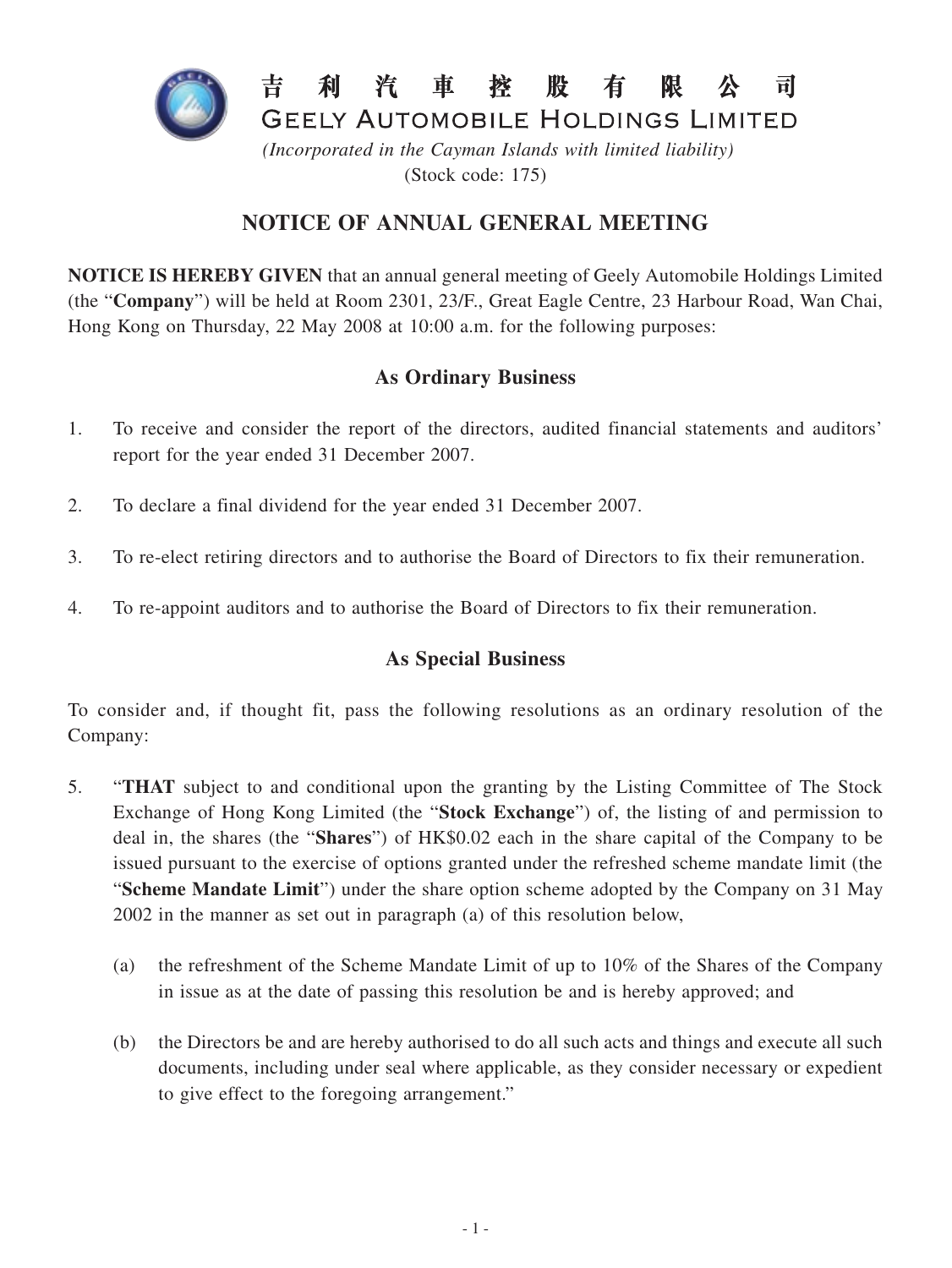# 吉 利 汽 車 控 股 有 限 公 司
# GEELY AUTOMOBILE HOLDINGS LIMITED

*(Incorporated in the Cayman Islands with limited liability)*
(Stock code: 175)

## NOTICE OF ANNUAL GENERAL MEETING

**NOTICE IS HEREBY GIVEN** that an annual general meeting of Geely Automobile Holdings Limited (the "**Company**") will be held at Room 2301, 23/F., Great Eagle Centre, 23 Harbour Road, Wan Chai, Hong Kong on Thursday, 22 May 2008 at 10:00 a.m. for the following purposes:

### As Ordinary Business

1. To receive and consider the report of the directors, audited financial statements and auditors' report for the year ended 31 December 2007.

2. To declare a final dividend for the year ended 31 December 2007.

3. To re-elect retiring directors and to authorise the Board of Directors to fix their remuneration.

4. To re-appoint auditors and to authorise the Board of Directors to fix their remuneration.

### As Special Business

To consider and, if thought fit, pass the following resolutions as an ordinary resolution of the Company:

5. "**THAT** subject to and conditional upon the granting by the Listing Committee of The Stock Exchange of Hong Kong Limited (the "**Stock Exchange**") of, the listing of and permission to deal in, the shares (the "**Shares**") of HK$0.02 each in the share capital of the Company to be issued pursuant to the exercise of options granted under the refreshed scheme mandate limit (the "**Scheme Mandate Limit**") under the share option scheme adopted by the Company on 31 May 2002 in the manner as set out in paragraph (a) of this resolution below,

   (a) the refreshment of the Scheme Mandate Limit of up to 10% of the Shares of the Company in issue as at the date of passing this resolution be and is hereby approved; and

   (b) the Directors be and are hereby authorised to do all such acts and things and execute all such documents, including under seal where applicable, as they consider necessary or expedient to give effect to the foregoing arrangement."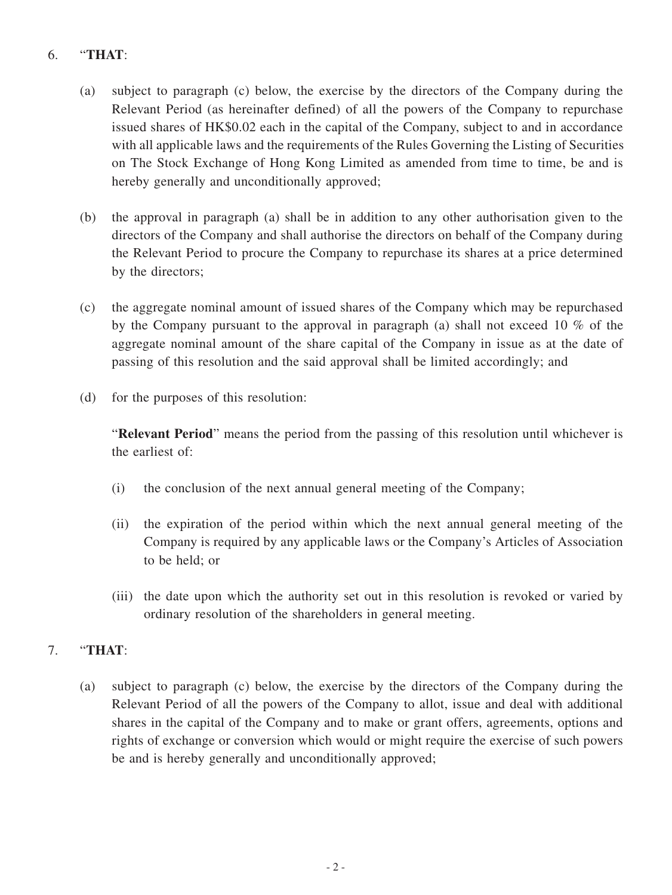6. "**THAT**:

   (a) subject to paragraph (c) below, the exercise by the directors of the Company during the Relevant Period (as hereinafter defined) of all the powers of the Company to repurchase issued shares of HK$0.02 each in the capital of the Company, subject to and in accordance with all applicable laws and the requirements of the Rules Governing the Listing of Securities on The Stock Exchange of Hong Kong Limited as amended from time to time, be and is hereby generally and unconditionally approved;

   (b) the approval in paragraph (a) shall be in addition to any other authorisation given to the directors of the Company and shall authorise the directors on behalf of the Company during the Relevant Period to procure the Company to repurchase its shares at a price determined by the directors;

   (c) the aggregate nominal amount of issued shares of the Company which may be repurchased by the Company pursuant to the approval in paragraph (a) shall not exceed 10 % of the aggregate nominal amount of the share capital of the Company in issue as at the date of passing of this resolution and the said approval shall be limited accordingly; and

   (d) for the purposes of this resolution:

   "**Relevant Period**" means the period from the passing of this resolution until whichever is the earliest of:

   (i) the conclusion of the next annual general meeting of the Company;

   (ii) the expiration of the period within which the next annual general meeting of the Company is required by any applicable laws or the Company's Articles of Association to be held; or

   (iii) the date upon which the authority set out in this resolution is revoked or varied by ordinary resolution of the shareholders in general meeting.

7. "**THAT**:

   (a) subject to paragraph (c) below, the exercise by the directors of the Company during the Relevant Period of all the powers of the Company to allot, issue and deal with additional shares in the capital of the Company and to make or grant offers, agreements, options and rights of exchange or conversion which would or might require the exercise of such powers be and is hereby generally and unconditionally approved;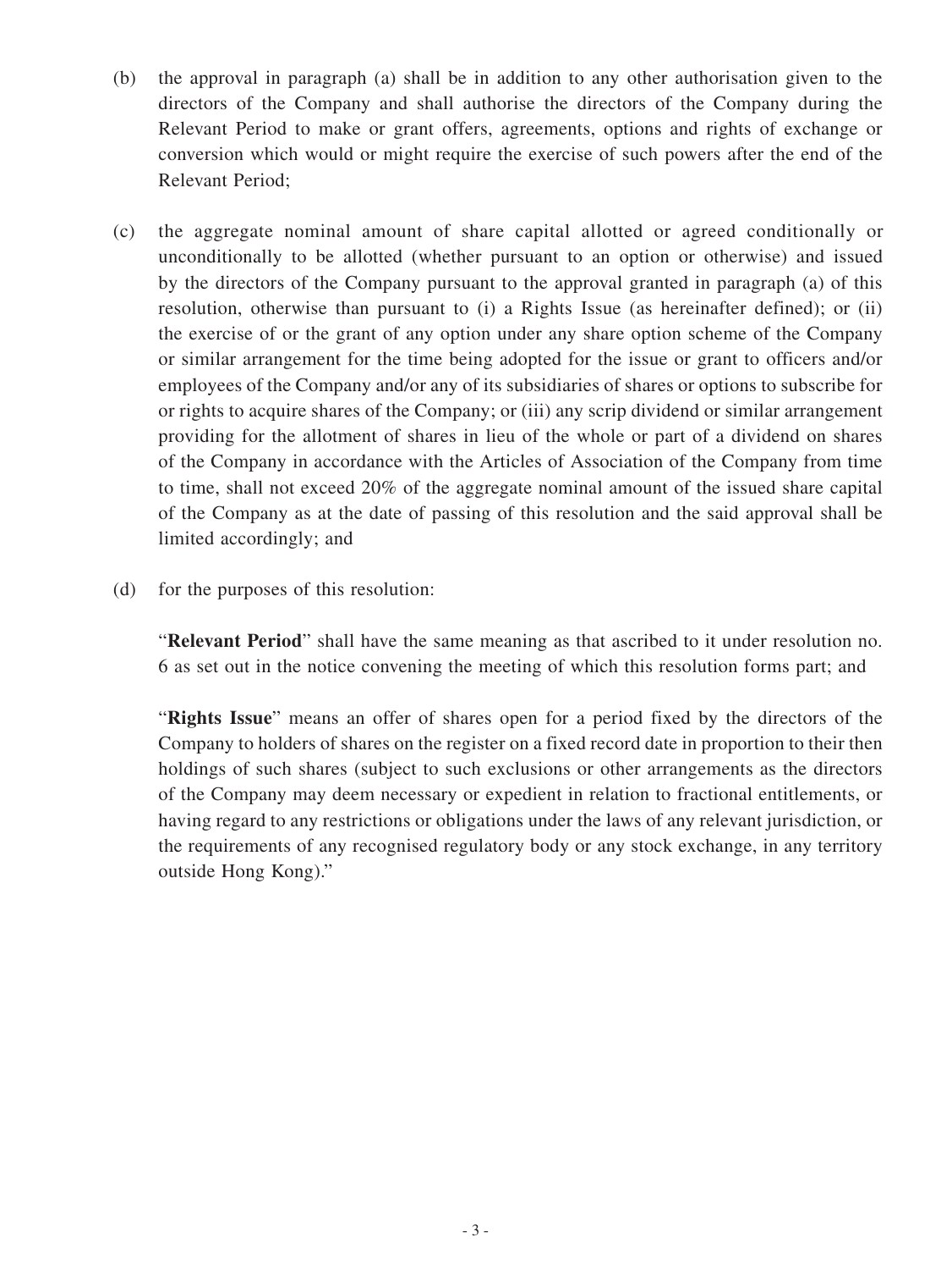(b) the approval in paragraph (a) shall be in addition to any other authorisation given to the directors of the Company and shall authorise the directors of the Company during the Relevant Period to make or grant offers, agreements, options and rights of exchange or conversion which would or might require the exercise of such powers after the end of the Relevant Period;

(c) the aggregate nominal amount of share capital allotted or agreed conditionally or unconditionally to be allotted (whether pursuant to an option or otherwise) and issued by the directors of the Company pursuant to the approval granted in paragraph (a) of this resolution, otherwise than pursuant to (i) a Rights Issue (as hereinafter defined); or (ii) the exercise of or the grant of any option under any share option scheme of the Company or similar arrangement for the time being adopted for the issue or grant to officers and/or employees of the Company and/or any of its subsidiaries of shares or options to subscribe for or rights to acquire shares of the Company; or (iii) any scrip dividend or similar arrangement providing for the allotment of shares in lieu of the whole or part of a dividend on shares of the Company in accordance with the Articles of Association of the Company from time to time, shall not exceed 20% of the aggregate nominal amount of the issued share capital of the Company as at the date of passing of this resolution and the said approval shall be limited accordingly; and

(d) for the purposes of this resolution:

"**Relevant Period**" shall have the same meaning as that ascribed to it under resolution no. 6 as set out in the notice convening the meeting of which this resolution forms part; and

"**Rights Issue**" means an offer of shares open for a period fixed by the directors of the Company to holders of shares on the register on a fixed record date in proportion to their then holdings of such shares (subject to such exclusions or other arrangements as the directors of the Company may deem necessary or expedient in relation to fractional entitlements, or having regard to any restrictions or obligations under the laws of any relevant jurisdiction, or the requirements of any recognised regulatory body or any stock exchange, in any territory outside Hong Kong)."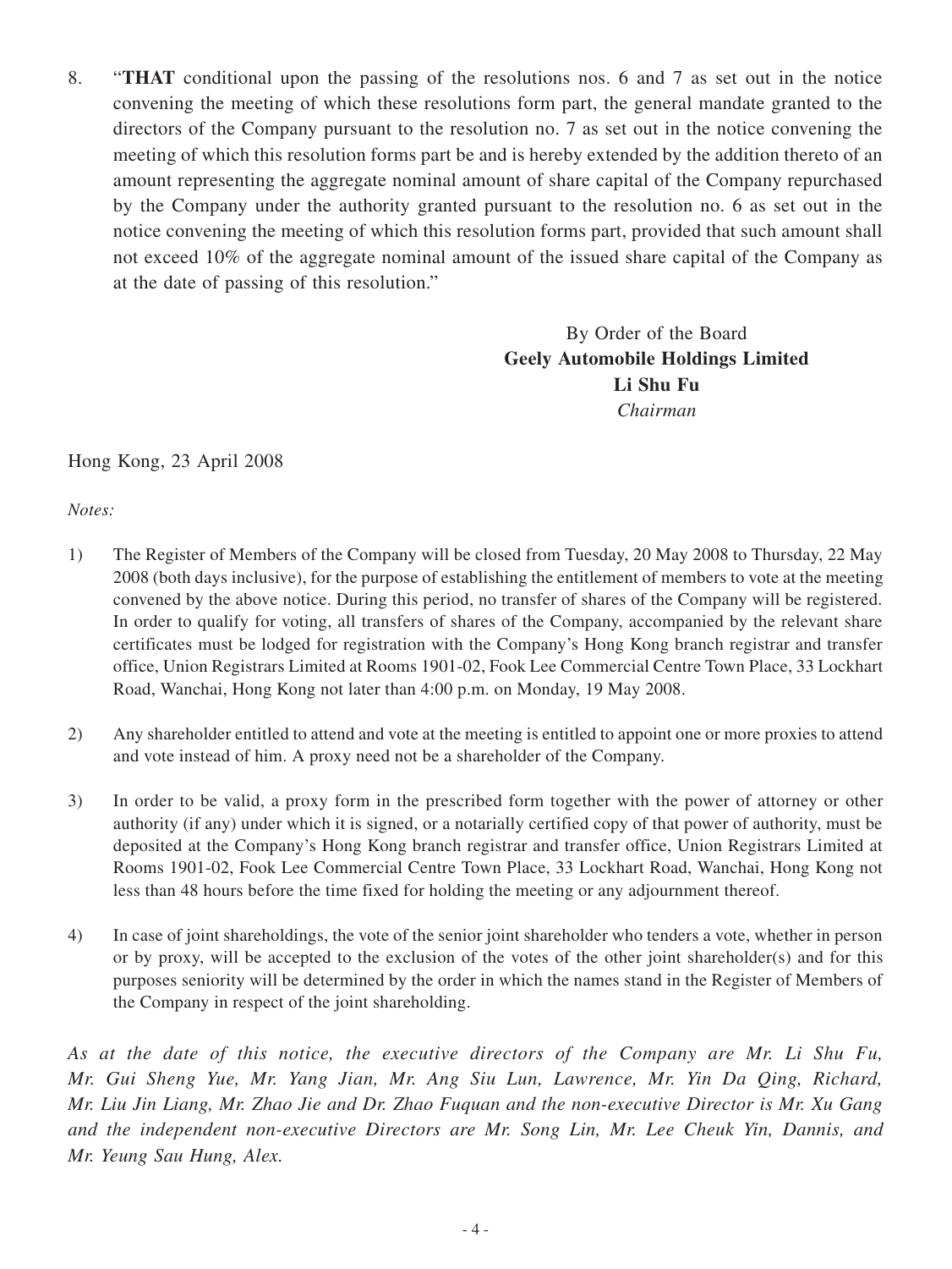8. "**THAT** conditional upon the passing of the resolutions nos. 6 and 7 as set out in the notice convening the meeting of which these resolutions form part, the general mandate granted to the directors of the Company pursuant to the resolution no. 7 as set out in the notice convening the meeting of which this resolution forms part be and is hereby extended by the addition thereto of an amount representing the aggregate nominal amount of share capital of the Company repurchased by the Company under the authority granted pursuant to the resolution no. 6 as set out in the notice convening the meeting of which this resolution forms part, provided that such amount shall not exceed 10% of the aggregate nominal amount of the issued share capital of the Company as at the date of passing of this resolution."

By Order of the Board
**Geely Automobile Holdings Limited**
**Li Shu Fu**
*Chairman*

Hong Kong, 23 April 2008

*Notes:*

1) The Register of Members of the Company will be closed from Tuesday, 20 May 2008 to Thursday, 22 May 2008 (both days inclusive), for the purpose of establishing the entitlement of members to vote at the meeting convened by the above notice. During this period, no transfer of shares of the Company will be registered. In order to qualify for voting, all transfers of shares of the Company, accompanied by the relevant share certificates must be lodged for registration with the Company's Hong Kong branch registrar and transfer office, Union Registrars Limited at Rooms 1901-02, Fook Lee Commercial Centre Town Place, 33 Lockhart Road, Wanchai, Hong Kong not later than 4:00 p.m. on Monday, 19 May 2008.

2) Any shareholder entitled to attend and vote at the meeting is entitled to appoint one or more proxies to attend and vote instead of him. A proxy need not be a shareholder of the Company.

3) In order to be valid, a proxy form in the prescribed form together with the power of attorney or other authority (if any) under which it is signed, or a notarially certified copy of that power of authority, must be deposited at the Company's Hong Kong branch registrar and transfer office, Union Registrars Limited at Rooms 1901-02, Fook Lee Commercial Centre Town Place, 33 Lockhart Road, Wanchai, Hong Kong not less than 48 hours before the time fixed for holding the meeting or any adjournment thereof.

4) In case of joint shareholdings, the vote of the senior joint shareholder who tenders a vote, whether in person or by proxy, will be accepted to the exclusion of the votes of the other joint shareholder(s) and for this purposes seniority will be determined by the order in which the names stand in the Register of Members of the Company in respect of the joint shareholding.

*As at the date of this notice, the executive directors of the Company are Mr. Li Shu Fu, Mr. Gui Sheng Yue, Mr. Yang Jian, Mr. Ang Siu Lun, Lawrence, Mr. Yin Da Qing, Richard, Mr. Liu Jin Liang, Mr. Zhao Jie and Dr. Zhao Fuquan and the non-executive Director is Mr. Xu Gang and the independent non-executive Directors are Mr. Song Lin, Mr. Lee Cheuk Yin, Dannis, and Mr. Yeung Sau Hung, Alex.*